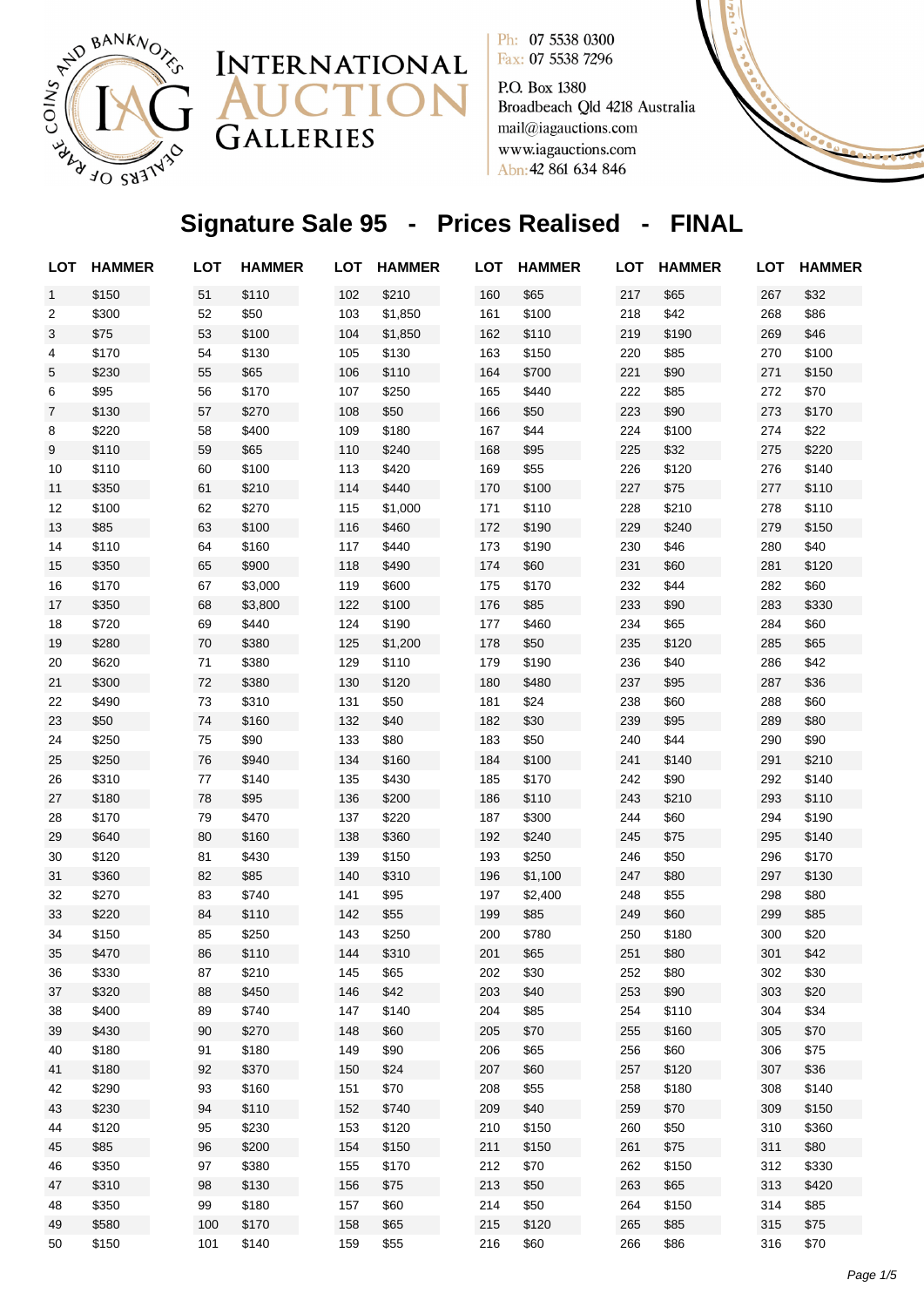INTERNATIONAL AUCTION GALLERIES

Dealers of Rare Coins and Banknotes

Ph: 07 5538 0300
Fax: 07 5538 7296

P.O. Box 1380
Broadbeach Qld 4218 Australia
mail@iagauctions.com
www.iagauctions.com
Abn: 42 861 634 846

# Signature Sale 95 - Prices Realised - FINAL

| LOT | HAMMER | LOT | HAMMER | LOT | HAMMER | LOT | HAMMER | LOT | HAMMER | LOT | HAMMER |
|---|---|---|---|---|---|---|---|---|---|---|---|
| 1 | $150 | 51 | $110 | 102 | $210 | 160 | $65 | 217 | $65 | 267 | $32 |
| 2 | $300 | 52 | $50 | 103 | $1,850 | 161 | $100 | 218 | $42 | 268 | $86 |
| 3 | $75 | 53 | $100 | 104 | $1,850 | 162 | $110 | 219 | $190 | 269 | $46 |
| 4 | $170 | 54 | $130 | 105 | $130 | 163 | $150 | 220 | $85 | 270 | $100 |
| 5 | $230 | 55 | $65 | 106 | $110 | 164 | $700 | 221 | $90 | 271 | $150 |
| 6 | $95 | 56 | $170 | 107 | $250 | 165 | $440 | 222 | $85 | 272 | $70 |
| 7 | $130 | 57 | $270 | 108 | $50 | 166 | $50 | 223 | $90 | 273 | $170 |
| 8 | $220 | 58 | $400 | 109 | $180 | 167 | $44 | 224 | $100 | 274 | $22 |
| 9 | $110 | 59 | $65 | 110 | $240 | 168 | $95 | 225 | $32 | 275 | $220 |
| 10 | $110 | 60 | $100 | 113 | $420 | 169 | $55 | 226 | $120 | 276 | $140 |
| 11 | $350 | 61 | $210 | 114 | $440 | 170 | $100 | 227 | $75 | 277 | $110 |
| 12 | $100 | 62 | $270 | 115 | $1,000 | 171 | $110 | 228 | $210 | 278 | $110 |
| 13 | $85 | 63 | $100 | 116 | $460 | 172 | $190 | 229 | $240 | 279 | $150 |
| 14 | $110 | 64 | $160 | 117 | $440 | 173 | $190 | 230 | $46 | 280 | $40 |
| 15 | $350 | 65 | $900 | 118 | $490 | 174 | $60 | 231 | $60 | 281 | $120 |
| 16 | $170 | 67 | $3,000 | 119 | $600 | 175 | $170 | 232 | $44 | 282 | $60 |
| 17 | $350 | 68 | $3,800 | 122 | $100 | 176 | $85 | 233 | $90 | 283 | $330 |
| 18 | $720 | 69 | $440 | 124 | $190 | 177 | $460 | 234 | $65 | 284 | $60 |
| 19 | $280 | 70 | $380 | 125 | $1,200 | 178 | $50 | 235 | $120 | 285 | $65 |
| 20 | $620 | 71 | $380 | 129 | $110 | 179 | $190 | 236 | $40 | 286 | $42 |
| 21 | $300 | 72 | $380 | 130 | $120 | 180 | $480 | 237 | $95 | 287 | $36 |
| 22 | $490 | 73 | $310 | 131 | $50 | 181 | $24 | 238 | $60 | 288 | $60 |
| 23 | $50 | 74 | $160 | 132 | $40 | 182 | $30 | 239 | $95 | 289 | $80 |
| 24 | $250 | 75 | $90 | 133 | $80 | 183 | $50 | 240 | $44 | 290 | $90 |
| 25 | $250 | 76 | $940 | 134 | $160 | 184 | $100 | 241 | $140 | 291 | $210 |
| 26 | $310 | 77 | $140 | 135 | $430 | 185 | $170 | 242 | $90 | 292 | $140 |
| 27 | $180 | 78 | $95 | 136 | $200 | 186 | $110 | 243 | $210 | 293 | $110 |
| 28 | $170 | 79 | $470 | 137 | $220 | 187 | $300 | 244 | $60 | 294 | $190 |
| 29 | $640 | 80 | $160 | 138 | $360 | 192 | $240 | 245 | $75 | 295 | $140 |
| 30 | $120 | 81 | $430 | 139 | $150 | 193 | $250 | 246 | $50 | 296 | $170 |
| 31 | $360 | 82 | $85 | 140 | $310 | 196 | $1,100 | 247 | $80 | 297 | $130 |
| 32 | $270 | 83 | $740 | 141 | $95 | 197 | $2,400 | 248 | $55 | 298 | $80 |
| 33 | $220 | 84 | $110 | 142 | $55 | 199 | $85 | 249 | $60 | 299 | $85 |
| 34 | $150 | 85 | $250 | 143 | $250 | 200 | $780 | 250 | $180 | 300 | $20 |
| 35 | $470 | 86 | $110 | 144 | $310 | 201 | $65 | 251 | $80 | 301 | $42 |
| 36 | $330 | 87 | $210 | 145 | $65 | 202 | $30 | 252 | $80 | 302 | $30 |
| 37 | $320 | 88 | $450 | 146 | $42 | 203 | $40 | 253 | $90 | 303 | $20 |
| 38 | $400 | 89 | $740 | 147 | $140 | 204 | $85 | 254 | $110 | 304 | $34 |
| 39 | $430 | 90 | $270 | 148 | $60 | 205 | $70 | 255 | $160 | 305 | $70 |
| 40 | $180 | 91 | $180 | 149 | $90 | 206 | $65 | 256 | $60 | 306 | $75 |
| 41 | $180 | 92 | $370 | 150 | $24 | 207 | $60 | 257 | $120 | 307 | $36 |
| 42 | $290 | 93 | $160 | 151 | $70 | 208 | $55 | 258 | $180 | 308 | $140 |
| 43 | $230 | 94 | $110 | 152 | $740 | 209 | $40 | 259 | $70 | 309 | $150 |
| 44 | $120 | 95 | $230 | 153 | $120 | 210 | $150 | 260 | $50 | 310 | $360 |
| 45 | $85 | 96 | $200 | 154 | $150 | 211 | $150 | 261 | $75 | 311 | $80 |
| 46 | $350 | 97 | $380 | 155 | $170 | 212 | $70 | 262 | $150 | 312 | $330 |
| 47 | $310 | 98 | $130 | 156 | $75 | 213 | $50 | 263 | $65 | 313 | $420 |
| 48 | $350 | 99 | $180 | 157 | $60 | 214 | $50 | 264 | $150 | 314 | $85 |
| 49 | $580 | 100 | $170 | 158 | $65 | 215 | $120 | 265 | $85 | 315 | $75 |
| 50 | $150 | 101 | $140 | 159 | $55 | 216 | $60 | 266 | $86 | 316 | $70 |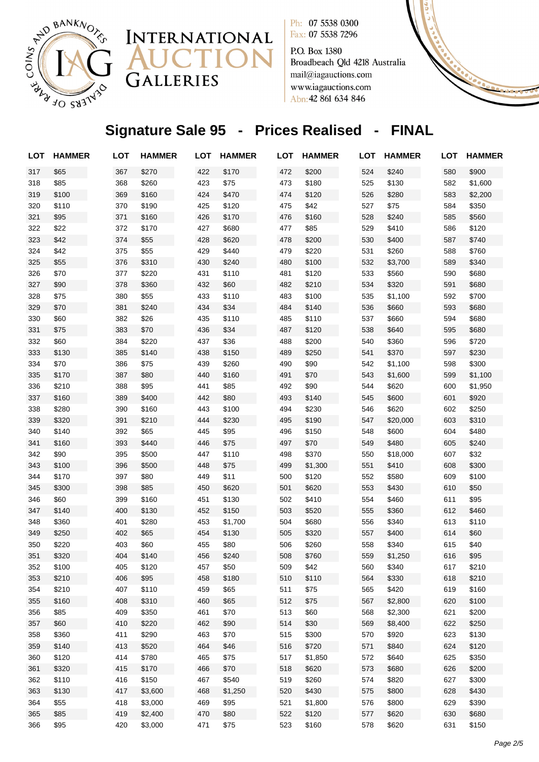INTERNATIONAL AUCTION GALLERIES

COINS AND BANKNOTES · DEALERS OF RARE · IAG

Ph: 07 5538 0300
Fax: 07 5538 7296

P.O. Box 1380
Broadbeach Qld 4218 Australia
mail@iagauctions.com
www.iagauctions.com
Abn: 42 861 634 846

## Signature Sale 95 - Prices Realised - FINAL

| LOT | HAMMER | LOT | HAMMER | LOT | HAMMER | LOT | HAMMER | LOT | HAMMER | LOT | HAMMER |
|---|---|---|---|---|---|---|---|---|---|---|---|
| 317 | $65 | 367 | $270 | 422 | $170 | 472 | $200 | 524 | $240 | 580 | $900 |
| 318 | $85 | 368 | $260 | 423 | $75 | 473 | $180 | 525 | $130 | 582 | $1,600 |
| 319 | $100 | 369 | $160 | 424 | $470 | 474 | $120 | 526 | $280 | 583 | $2,200 |
| 320 | $110 | 370 | $190 | 425 | $120 | 475 | $42 | 527 | $75 | 584 | $350 |
| 321 | $95 | 371 | $160 | 426 | $170 | 476 | $160 | 528 | $240 | 585 | $560 |
| 322 | $22 | 372 | $170 | 427 | $680 | 477 | $85 | 529 | $410 | 586 | $120 |
| 323 | $42 | 374 | $55 | 428 | $620 | 478 | $200 | 530 | $400 | 587 | $740 |
| 324 | $42 | 375 | $55 | 429 | $440 | 479 | $220 | 531 | $260 | 588 | $760 |
| 325 | $55 | 376 | $310 | 430 | $240 | 480 | $100 | 532 | $3,700 | 589 | $340 |
| 326 | $70 | 377 | $220 | 431 | $110 | 481 | $120 | 533 | $560 | 590 | $680 |
| 327 | $90 | 378 | $360 | 432 | $60 | 482 | $210 | 534 | $320 | 591 | $680 |
| 328 | $75 | 380 | $55 | 433 | $110 | 483 | $100 | 535 | $1,100 | 592 | $700 |
| 329 | $70 | 381 | $240 | 434 | $34 | 484 | $140 | 536 | $660 | 593 | $680 |
| 330 | $60 | 382 | $26 | 435 | $110 | 485 | $110 | 537 | $660 | 594 | $680 |
| 331 | $75 | 383 | $70 | 436 | $34 | 487 | $120 | 538 | $640 | 595 | $680 |
| 332 | $60 | 384 | $220 | 437 | $36 | 488 | $200 | 540 | $360 | 596 | $720 |
| 333 | $130 | 385 | $140 | 438 | $150 | 489 | $250 | 541 | $370 | 597 | $230 |
| 334 | $70 | 386 | $75 | 439 | $260 | 490 | $90 | 542 | $1,100 | 598 | $300 |
| 335 | $170 | 387 | $80 | 440 | $160 | 491 | $70 | 543 | $1,600 | 599 | $1,100 |
| 336 | $210 | 388 | $95 | 441 | $85 | 492 | $90 | 544 | $620 | 600 | $1,950 |
| 337 | $160 | 389 | $400 | 442 | $80 | 493 | $140 | 545 | $600 | 601 | $920 |
| 338 | $280 | 390 | $160 | 443 | $100 | 494 | $230 | 546 | $620 | 602 | $250 |
| 339 | $320 | 391 | $210 | 444 | $230 | 495 | $190 | 547 | $20,000 | 603 | $310 |
| 340 | $140 | 392 | $65 | 445 | $95 | 496 | $150 | 548 | $600 | 604 | $480 |
| 341 | $160 | 393 | $440 | 446 | $75 | 497 | $70 | 549 | $480 | 605 | $240 |
| 342 | $90 | 395 | $500 | 447 | $110 | 498 | $370 | 550 | $18,000 | 607 | $32 |
| 343 | $100 | 396 | $500 | 448 | $75 | 499 | $1,300 | 551 | $410 | 608 | $300 |
| 344 | $170 | 397 | $80 | 449 | $11 | 500 | $120 | 552 | $580 | 609 | $100 |
| 345 | $300 | 398 | $85 | 450 | $620 | 501 | $620 | 553 | $430 | 610 | $50 |
| 346 | $60 | 399 | $160 | 451 | $130 | 502 | $410 | 554 | $460 | 611 | $95 |
| 347 | $140 | 400 | $130 | 452 | $150 | 503 | $520 | 555 | $360 | 612 | $460 |
| 348 | $360 | 401 | $280 | 453 | $1,700 | 504 | $680 | 556 | $340 | 613 | $110 |
| 349 | $250 | 402 | $65 | 454 | $130 | 505 | $320 | 557 | $400 | 614 | $60 |
| 350 | $220 | 403 | $60 | 455 | $80 | 506 | $260 | 558 | $340 | 615 | $40 |
| 351 | $320 | 404 | $140 | 456 | $240 | 508 | $760 | 559 | $1,250 | 616 | $95 |
| 352 | $100 | 405 | $120 | 457 | $50 | 509 | $42 | 560 | $340 | 617 | $210 |
| 353 | $210 | 406 | $95 | 458 | $180 | 510 | $110 | 564 | $330 | 618 | $210 |
| 354 | $210 | 407 | $110 | 459 | $65 | 511 | $75 | 565 | $420 | 619 | $160 |
| 355 | $160 | 408 | $310 | 460 | $65 | 512 | $75 | 567 | $2,800 | 620 | $100 |
| 356 | $85 | 409 | $350 | 461 | $70 | 513 | $60 | 568 | $2,300 | 621 | $200 |
| 357 | $60 | 410 | $220 | 462 | $90 | 514 | $30 | 569 | $8,400 | 622 | $250 |
| 358 | $360 | 411 | $290 | 463 | $70 | 515 | $300 | 570 | $920 | 623 | $130 |
| 359 | $140 | 413 | $520 | 464 | $46 | 516 | $720 | 571 | $840 | 624 | $120 |
| 360 | $120 | 414 | $780 | 465 | $75 | 517 | $1,850 | 572 | $640 | 625 | $350 |
| 361 | $320 | 415 | $170 | 466 | $70 | 518 | $620 | 573 | $680 | 626 | $200 |
| 362 | $110 | 416 | $150 | 467 | $540 | 519 | $260 | 574 | $820 | 627 | $300 |
| 363 | $130 | 417 | $3,600 | 468 | $1,250 | 520 | $430 | 575 | $800 | 628 | $430 |
| 364 | $55 | 418 | $3,000 | 469 | $95 | 521 | $1,800 | 576 | $800 | 629 | $390 |
| 365 | $85 | 419 | $2,400 | 470 | $80 | 522 | $120 | 577 | $620 | 630 | $680 |
| 366 | $95 | 420 | $3,000 | 471 | $75 | 523 | $160 | 578 | $620 | 631 | $150 |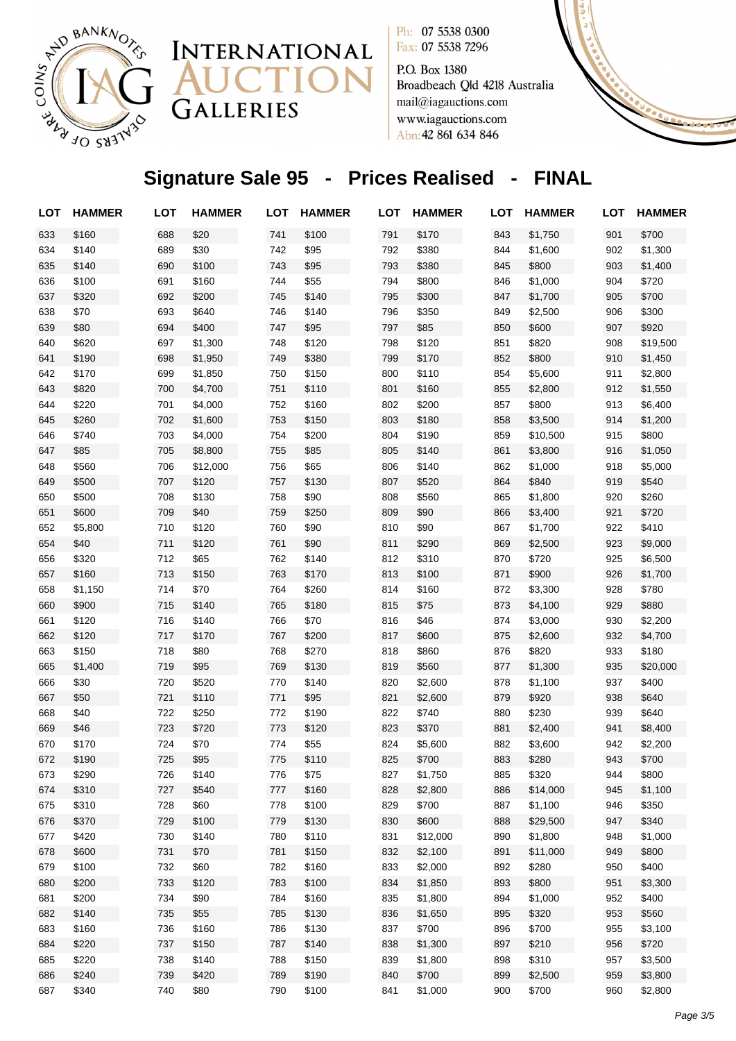INTERNATIONAL AUCTION GALLERIES

Ph: 07 5538 0300
Fax: 07 5538 7296

P.O. Box 1380
Broadbeach Qld 4218 Australia
mail@iagauctions.com
www.iagauctions.com
Abn: 42 861 634 846

# Signature Sale 95 - Prices Realised - FINAL

| LOT | HAMMER | LOT | HAMMER | LOT | HAMMER | LOT | HAMMER | LOT | HAMMER | LOT | HAMMER |
|---|---|---|---|---|---|---|---|---|---|---|---|
| 633 | $160 | 688 | $20 | 741 | $100 | 791 | $170 | 843 | $1,750 | 901 | $700 |
| 634 | $140 | 689 | $30 | 742 | $95 | 792 | $380 | 844 | $1,600 | 902 | $1,300 |
| 635 | $140 | 690 | $100 | 743 | $95 | 793 | $380 | 845 | $800 | 903 | $1,400 |
| 636 | $100 | 691 | $160 | 744 | $55 | 794 | $800 | 846 | $1,000 | 904 | $720 |
| 637 | $320 | 692 | $200 | 745 | $140 | 795 | $300 | 847 | $1,700 | 905 | $700 |
| 638 | $70 | 693 | $640 | 746 | $140 | 796 | $350 | 849 | $2,500 | 906 | $300 |
| 639 | $80 | 694 | $400 | 747 | $95 | 797 | $85 | 850 | $600 | 907 | $920 |
| 640 | $620 | 697 | $1,300 | 748 | $120 | 798 | $120 | 851 | $820 | 908 | $19,500 |
| 641 | $190 | 698 | $1,950 | 749 | $380 | 799 | $170 | 852 | $800 | 910 | $1,450 |
| 642 | $170 | 699 | $1,850 | 750 | $150 | 800 | $110 | 854 | $5,600 | 911 | $2,800 |
| 643 | $820 | 700 | $4,700 | 751 | $110 | 801 | $160 | 855 | $2,800 | 912 | $1,550 |
| 644 | $220 | 701 | $4,000 | 752 | $160 | 802 | $200 | 857 | $800 | 913 | $6,400 |
| 645 | $260 | 702 | $1,600 | 753 | $150 | 803 | $180 | 858 | $3,500 | 914 | $1,200 |
| 646 | $740 | 703 | $4,000 | 754 | $200 | 804 | $190 | 859 | $10,500 | 915 | $800 |
| 647 | $85 | 705 | $8,800 | 755 | $85 | 805 | $140 | 861 | $3,800 | 916 | $1,050 |
| 648 | $560 | 706 | $12,000 | 756 | $65 | 806 | $140 | 862 | $1,000 | 918 | $5,000 |
| 649 | $500 | 707 | $120 | 757 | $130 | 807 | $520 | 864 | $840 | 919 | $540 |
| 650 | $500 | 708 | $130 | 758 | $90 | 808 | $560 | 865 | $1,800 | 920 | $260 |
| 651 | $600 | 709 | $40 | 759 | $250 | 809 | $90 | 866 | $3,400 | 921 | $720 |
| 652 | $5,800 | 710 | $120 | 760 | $90 | 810 | $90 | 867 | $1,700 | 922 | $410 |
| 654 | $40 | 711 | $120 | 761 | $90 | 811 | $290 | 869 | $2,500 | 923 | $9,000 |
| 656 | $320 | 712 | $65 | 762 | $140 | 812 | $310 | 870 | $720 | 925 | $6,500 |
| 657 | $160 | 713 | $150 | 763 | $170 | 813 | $100 | 871 | $900 | 926 | $1,700 |
| 658 | $1,150 | 714 | $70 | 764 | $260 | 814 | $160 | 872 | $3,300 | 928 | $780 |
| 660 | $900 | 715 | $140 | 765 | $180 | 815 | $75 | 873 | $4,100 | 929 | $880 |
| 661 | $120 | 716 | $140 | 766 | $70 | 816 | $46 | 874 | $3,000 | 930 | $2,200 |
| 662 | $120 | 717 | $170 | 767 | $200 | 817 | $600 | 875 | $2,600 | 932 | $4,700 |
| 663 | $150 | 718 | $80 | 768 | $270 | 818 | $860 | 876 | $820 | 933 | $180 |
| 665 | $1,400 | 719 | $95 | 769 | $130 | 819 | $560 | 877 | $1,300 | 935 | $20,000 |
| 666 | $30 | 720 | $520 | 770 | $140 | 820 | $2,600 | 878 | $1,100 | 937 | $400 |
| 667 | $50 | 721 | $110 | 771 | $95 | 821 | $2,600 | 879 | $920 | 938 | $640 |
| 668 | $40 | 722 | $250 | 772 | $190 | 822 | $740 | 880 | $230 | 939 | $640 |
| 669 | $46 | 723 | $720 | 773 | $120 | 823 | $370 | 881 | $2,400 | 941 | $8,400 |
| 670 | $170 | 724 | $70 | 774 | $55 | 824 | $5,600 | 882 | $3,600 | 942 | $2,200 |
| 672 | $190 | 725 | $95 | 775 | $110 | 825 | $700 | 883 | $280 | 943 | $700 |
| 673 | $290 | 726 | $140 | 776 | $75 | 827 | $1,750 | 885 | $320 | 944 | $800 |
| 674 | $310 | 727 | $540 | 777 | $160 | 828 | $2,800 | 886 | $14,000 | 945 | $1,100 |
| 675 | $310 | 728 | $60 | 778 | $100 | 829 | $700 | 887 | $1,100 | 946 | $350 |
| 676 | $370 | 729 | $100 | 779 | $130 | 830 | $600 | 888 | $29,500 | 947 | $340 |
| 677 | $420 | 730 | $140 | 780 | $110 | 831 | $12,000 | 890 | $1,800 | 948 | $1,000 |
| 678 | $600 | 731 | $70 | 781 | $150 | 832 | $2,100 | 891 | $11,000 | 949 | $800 |
| 679 | $100 | 732 | $60 | 782 | $160 | 833 | $2,000 | 892 | $280 | 950 | $400 |
| 680 | $200 | 733 | $120 | 783 | $100 | 834 | $1,850 | 893 | $800 | 951 | $3,300 |
| 681 | $200 | 734 | $90 | 784 | $160 | 835 | $1,800 | 894 | $1,000 | 952 | $400 |
| 682 | $140 | 735 | $55 | 785 | $130 | 836 | $1,650 | 895 | $320 | 953 | $560 |
| 683 | $160 | 736 | $160 | 786 | $130 | 837 | $700 | 896 | $700 | 955 | $3,100 |
| 684 | $220 | 737 | $150 | 787 | $140 | 838 | $1,300 | 897 | $210 | 956 | $720 |
| 685 | $220 | 738 | $140 | 788 | $150 | 839 | $1,800 | 898 | $310 | 957 | $3,500 |
| 686 | $240 | 739 | $420 | 789 | $190 | 840 | $700 | 899 | $2,500 | 959 | $3,800 |
| 687 | $340 | 740 | $80 | 790 | $100 | 841 | $1,000 | 900 | $700 | 960 | $2,800 |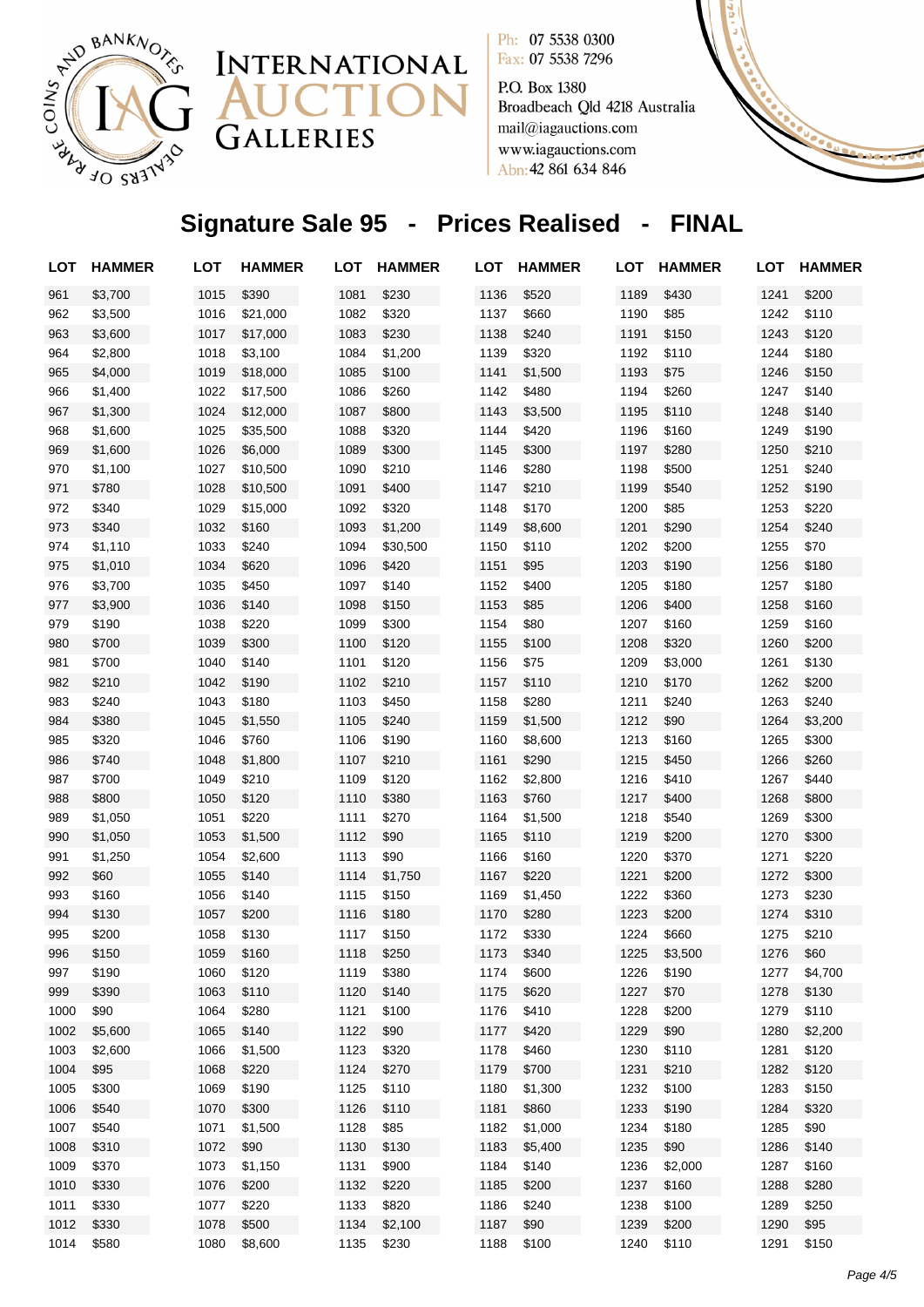International Auction Galleries

Ph: 07 5538 0300
Fax: 07 5538 7296

P.O. Box 1380
Broadbeach Qld 4218 Australia
mail@iagauctions.com
www.iagauctions.com
Abn: 42 861 634 846

# Signature Sale 95 - Prices Realised - FINAL

| LOT | HAMMER | LOT | HAMMER | LOT | HAMMER | LOT | HAMMER | LOT | HAMMER | LOT | HAMMER |
|---|---|---|---|---|---|---|---|---|---|---|---|
| 961 | $3,700 | 1015 | $390 | 1081 | $230 | 1136 | $520 | 1189 | $430 | 1241 | $200 |
| 962 | $3,500 | 1016 | $21,000 | 1082 | $320 | 1137 | $660 | 1190 | $85 | 1242 | $110 |
| 963 | $3,600 | 1017 | $17,000 | 1083 | $230 | 1138 | $240 | 1191 | $150 | 1243 | $120 |
| 964 | $2,800 | 1018 | $3,100 | 1084 | $1,200 | 1139 | $320 | 1192 | $110 | 1244 | $180 |
| 965 | $4,000 | 1019 | $18,000 | 1085 | $100 | 1141 | $1,500 | 1193 | $75 | 1246 | $150 |
| 966 | $1,400 | 1022 | $17,500 | 1086 | $260 | 1142 | $480 | 1194 | $260 | 1247 | $140 |
| 967 | $1,300 | 1024 | $12,000 | 1087 | $800 | 1143 | $3,500 | 1195 | $110 | 1248 | $140 |
| 968 | $1,600 | 1025 | $35,500 | 1088 | $320 | 1144 | $420 | 1196 | $160 | 1249 | $190 |
| 969 | $1,600 | 1026 | $6,000 | 1089 | $300 | 1145 | $300 | 1197 | $280 | 1250 | $210 |
| 970 | $1,100 | 1027 | $10,500 | 1090 | $210 | 1146 | $280 | 1198 | $500 | 1251 | $240 |
| 971 | $780 | 1028 | $10,500 | 1091 | $400 | 1147 | $210 | 1199 | $540 | 1252 | $190 |
| 972 | $340 | 1029 | $15,000 | 1092 | $320 | 1148 | $170 | 1200 | $85 | 1253 | $220 |
| 973 | $340 | 1032 | $160 | 1093 | $1,200 | 1149 | $8,600 | 1201 | $290 | 1254 | $240 |
| 974 | $1,110 | 1033 | $240 | 1094 | $30,500 | 1150 | $110 | 1202 | $200 | 1255 | $70 |
| 975 | $1,010 | 1034 | $620 | 1096 | $420 | 1151 | $95 | 1203 | $190 | 1256 | $180 |
| 976 | $3,700 | 1035 | $450 | 1097 | $140 | 1152 | $400 | 1205 | $180 | 1257 | $180 |
| 977 | $3,900 | 1036 | $140 | 1098 | $150 | 1153 | $85 | 1206 | $400 | 1258 | $160 |
| 979 | $190 | 1038 | $220 | 1099 | $300 | 1154 | $80 | 1207 | $160 | 1259 | $160 |
| 980 | $700 | 1039 | $300 | 1100 | $120 | 1155 | $100 | 1208 | $320 | 1260 | $200 |
| 981 | $700 | 1040 | $140 | 1101 | $120 | 1156 | $75 | 1209 | $3,000 | 1261 | $130 |
| 982 | $210 | 1042 | $190 | 1102 | $210 | 1157 | $110 | 1210 | $170 | 1262 | $200 |
| 983 | $240 | 1043 | $180 | 1103 | $450 | 1158 | $280 | 1211 | $240 | 1263 | $240 |
| 984 | $380 | 1045 | $1,550 | 1105 | $240 | 1159 | $1,500 | 1212 | $90 | 1264 | $3,200 |
| 985 | $320 | 1046 | $760 | 1106 | $190 | 1160 | $8,600 | 1213 | $160 | 1265 | $300 |
| 986 | $740 | 1048 | $1,800 | 1107 | $210 | 1161 | $290 | 1215 | $450 | 1266 | $260 |
| 987 | $700 | 1049 | $210 | 1109 | $120 | 1162 | $2,800 | 1216 | $410 | 1267 | $440 |
| 988 | $800 | 1050 | $120 | 1110 | $380 | 1163 | $760 | 1217 | $400 | 1268 | $800 |
| 989 | $1,050 | 1051 | $220 | 1111 | $270 | 1164 | $1,500 | 1218 | $540 | 1269 | $300 |
| 990 | $1,050 | 1053 | $1,500 | 1112 | $90 | 1165 | $110 | 1219 | $200 | 1270 | $300 |
| 991 | $1,250 | 1054 | $2,600 | 1113 | $90 | 1166 | $160 | 1220 | $370 | 1271 | $220 |
| 992 | $60 | 1055 | $140 | 1114 | $1,750 | 1167 | $220 | 1221 | $200 | 1272 | $300 |
| 993 | $160 | 1056 | $140 | 1115 | $150 | 1169 | $1,450 | 1222 | $360 | 1273 | $230 |
| 994 | $130 | 1057 | $200 | 1116 | $180 | 1170 | $280 | 1223 | $200 | 1274 | $310 |
| 995 | $200 | 1058 | $130 | 1117 | $150 | 1172 | $330 | 1224 | $660 | 1275 | $210 |
| 996 | $150 | 1059 | $160 | 1118 | $250 | 1173 | $340 | 1225 | $3,500 | 1276 | $60 |
| 997 | $190 | 1060 | $120 | 1119 | $380 | 1174 | $600 | 1226 | $190 | 1277 | $4,700 |
| 999 | $390 | 1063 | $110 | 1120 | $140 | 1175 | $620 | 1227 | $70 | 1278 | $130 |
| 1000 | $90 | 1064 | $280 | 1121 | $100 | 1176 | $410 | 1228 | $200 | 1279 | $110 |
| 1002 | $5,600 | 1065 | $140 | 1122 | $90 | 1177 | $420 | 1229 | $90 | 1280 | $2,200 |
| 1003 | $2,600 | 1066 | $1,500 | 1123 | $320 | 1178 | $460 | 1230 | $110 | 1281 | $120 |
| 1004 | $95 | 1068 | $220 | 1124 | $270 | 1179 | $700 | 1231 | $210 | 1282 | $120 |
| 1005 | $300 | 1069 | $190 | 1125 | $110 | 1180 | $1,300 | 1232 | $100 | 1283 | $150 |
| 1006 | $540 | 1070 | $300 | 1126 | $110 | 1181 | $860 | 1233 | $190 | 1284 | $320 |
| 1007 | $540 | 1071 | $1,500 | 1128 | $85 | 1182 | $1,000 | 1234 | $180 | 1285 | $90 |
| 1008 | $310 | 1072 | $90 | 1130 | $130 | 1183 | $5,400 | 1235 | $90 | 1286 | $140 |
| 1009 | $370 | 1073 | $1,150 | 1131 | $900 | 1184 | $140 | 1236 | $2,000 | 1287 | $160 |
| 1010 | $330 | 1076 | $200 | 1132 | $220 | 1185 | $200 | 1237 | $160 | 1288 | $280 |
| 1011 | $330 | 1077 | $220 | 1133 | $820 | 1186 | $240 | 1238 | $100 | 1289 | $250 |
| 1012 | $330 | 1078 | $500 | 1134 | $2,100 | 1187 | $90 | 1239 | $200 | 1290 | $95 |
| 1014 | $580 | 1080 | $8,600 | 1135 | $230 | 1188 | $100 | 1240 | $110 | 1291 | $150 |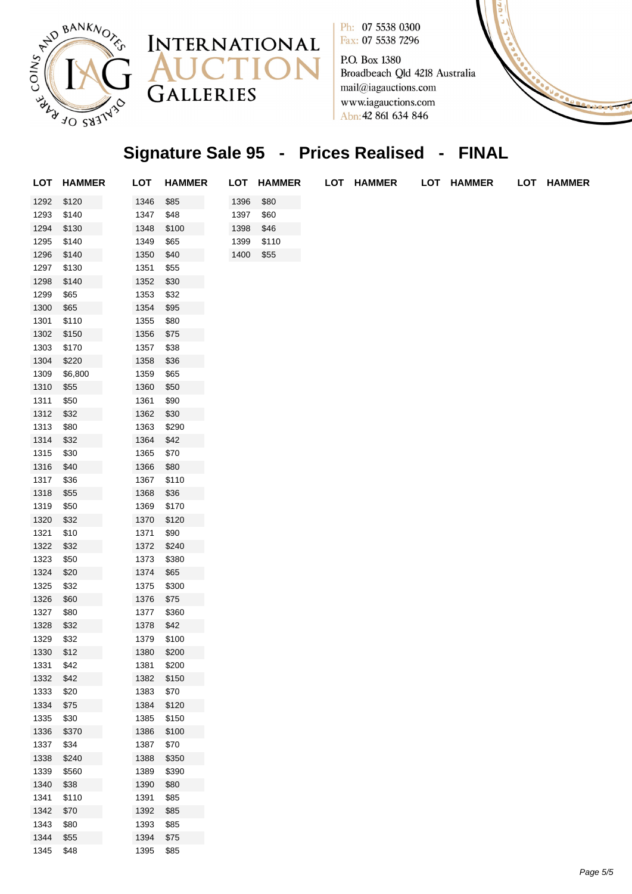INTERNATIONAL AUCTION GALLERIES

Ph: 07 5538 0300
Fax: 07 5538 7296
P.O. Box 1380
Broadbeach Qld 4218 Australia
mail@iagauctions.com
www.iagauctions.com
Abn: 42 861 634 846

# Signature Sale 95 - Prices Realised - FINAL

| LOT | HAMMER | LOT | HAMMER | LOT | HAMMER | LOT | HAMMER | LOT | HAMMER | LOT | HAMMER |
|---|---|---|---|---|---|---|---|---|---|---|---|
| 1292 | $120 | 1346 | $85 | 1396 | $80 | | | | | | |
| 1293 | $140 | 1347 | $48 | 1397 | $60 | | | | | | |
| 1294 | $130 | 1348 | $100 | 1398 | $46 | | | | | | |
| 1295 | $140 | 1349 | $65 | 1399 | $110 | | | | | | |
| 1296 | $140 | 1350 | $40 | 1400 | $55 | | | | | | |
| 1297 | $130 | 1351 | $55 | | | | | | | | |
| 1298 | $140 | 1352 | $30 | | | | | | | | |
| 1299 | $65 | 1353 | $32 | | | | | | | | |
| 1300 | $65 | 1354 | $95 | | | | | | | | |
| 1301 | $110 | 1355 | $80 | | | | | | | | |
| 1302 | $150 | 1356 | $75 | | | | | | | | |
| 1303 | $170 | 1357 | $38 | | | | | | | | |
| 1304 | $220 | 1358 | $36 | | | | | | | | |
| 1309 | $6,800 | 1359 | $65 | | | | | | | | |
| 1310 | $55 | 1360 | $50 | | | | | | | | |
| 1311 | $50 | 1361 | $90 | | | | | | | | |
| 1312 | $32 | 1362 | $30 | | | | | | | | |
| 1313 | $80 | 1363 | $290 | | | | | | | | |
| 1314 | $32 | 1364 | $42 | | | | | | | | |
| 1315 | $30 | 1365 | $70 | | | | | | | | |
| 1316 | $40 | 1366 | $80 | | | | | | | | |
| 1317 | $36 | 1367 | $110 | | | | | | | | |
| 1318 | $55 | 1368 | $36 | | | | | | | | |
| 1319 | $50 | 1369 | $170 | | | | | | | | |
| 1320 | $32 | 1370 | $120 | | | | | | | | |
| 1321 | $10 | 1371 | $90 | | | | | | | | |
| 1322 | $32 | 1372 | $240 | | | | | | | | |
| 1323 | $50 | 1373 | $380 | | | | | | | | |
| 1324 | $20 | 1374 | $65 | | | | | | | | |
| 1325 | $32 | 1375 | $300 | | | | | | | | |
| 1326 | $60 | 1376 | $75 | | | | | | | | |
| 1327 | $80 | 1377 | $360 | | | | | | | | |
| 1328 | $32 | 1378 | $42 | | | | | | | | |
| 1329 | $32 | 1379 | $100 | | | | | | | | |
| 1330 | $12 | 1380 | $200 | | | | | | | | |
| 1331 | $42 | 1381 | $200 | | | | | | | | |
| 1332 | $42 | 1382 | $150 | | | | | | | | |
| 1333 | $20 | 1383 | $70 | | | | | | | | |
| 1334 | $75 | 1384 | $120 | | | | | | | | |
| 1335 | $30 | 1385 | $150 | | | | | | | | |
| 1336 | $370 | 1386 | $100 | | | | | | | | |
| 1337 | $34 | 1387 | $70 | | | | | | | | |
| 1338 | $240 | 1388 | $350 | | | | | | | | |
| 1339 | $560 | 1389 | $390 | | | | | | | | |
| 1340 | $38 | 1390 | $80 | | | | | | | | |
| 1341 | $110 | 1391 | $85 | | | | | | | | |
| 1342 | $70 | 1392 | $85 | | | | | | | | |
| 1343 | $80 | 1393 | $85 | | | | | | | | |
| 1344 | $55 | 1394 | $75 | | | | | | | | |
| 1345 | $48 | 1395 | $85 | | | | | | | | |